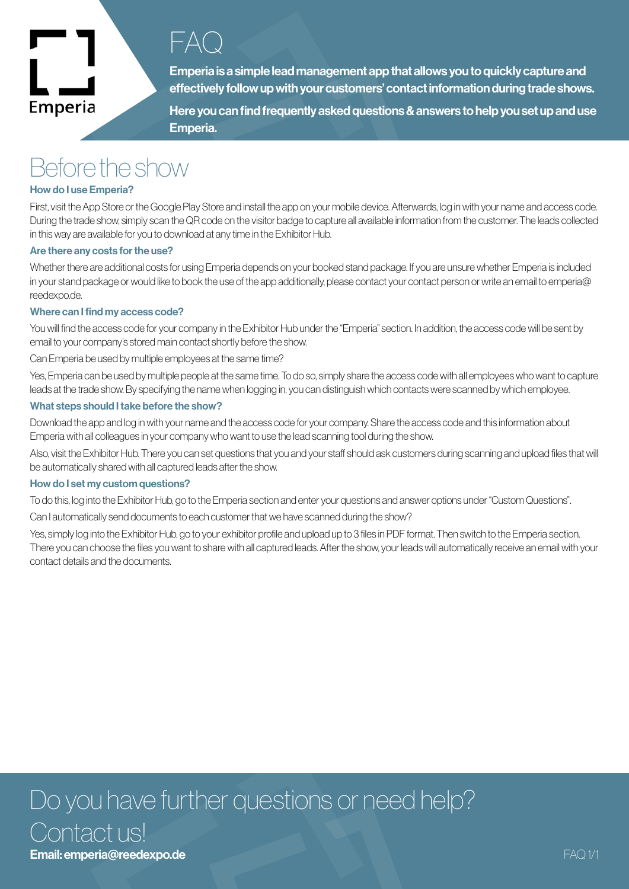Emperia

# FAQ

**Emperia is a simple lead management app that allows you to quickly capture and effectively follow up with your customers' contact information during trade shows.**

**Here you can find frequently asked questions & answers to help you set up and use Emperia.**

## Before the show

### How do I use Emperia?

First, visit the App Store or the Google Play Store and install the app on your mobile device. Afterwards, log in with your name and access code. During the trade show, simply scan the QR code on the visitor badge to capture all available information from the customer. The leads collected in this way are available for you to download at any time in the Exhibitor Hub.

### Are there any costs for the use?

Whether there are additional costs for using Emperia depends on your booked stand package. If you are unsure whether Emperia is included in your stand package or would like to book the use of the app additionally, please contact your contact person or write an email to emperia@reedexpo.de.

### Where can I find my access code?

You will find the access code for your company in the Exhibitor Hub under the "Emperia" section. In addition, the access code will be sent by email to your company's stored main contact shortly before the show.

Can Emperia be used by multiple employees at the same time?

Yes, Emperia can be used by multiple people at the same time. To do so, simply share the access code with all employees who want to capture leads at the trade show. By specifying the name when logging in, you can distinguish which contacts were scanned by which employee.

### What steps should I take before the show?

Download the app and log in with your name and the access code for your company. Share the access code and this information about Emperia with all colleagues in your company who want to use the lead scanning tool during the show.

Also, visit the Exhibitor Hub. There you can set questions that you and your staff should ask customers during scanning and upload files that will be automatically shared with all captured leads after the show.

### How do I set my custom questions?

To do this, log into the Exhibitor Hub, go to the Emperia section and enter your questions and answer options under "Custom Questions".

Can I automatically send documents to each customer that we have scanned during the show?

Yes, simply log into the Exhibitor Hub, go to your exhibitor profile and upload up to 3 files in PDF format. Then switch to the Emperia section. There you can choose the files you want to share with all captured leads. After the show, your leads will automatically receive an email with your contact details and the documents.

## Do you have further questions or need help? Contact us!

**Email: emperia@reedexpo.de**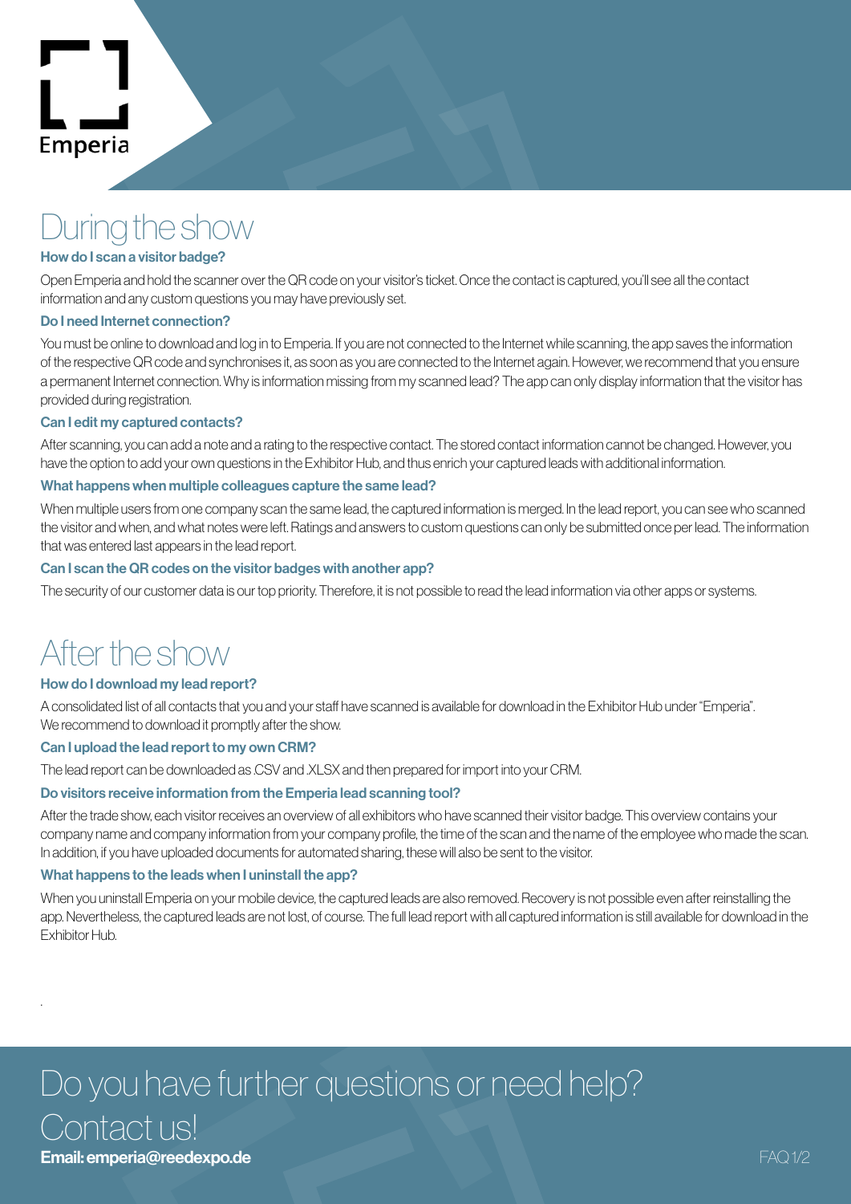Emperia

# During the show

### How do I scan a visitor badge?

Open Emperia and hold the scanner over the QR code on your visitor's ticket. Once the contact is captured, you'll see all the contact information and any custom questions you may have previously set.

### Do I need Internet connection?

You must be online to download and log in to Emperia. If you are not connected to the Internet while scanning, the app saves the information of the respective QR code and synchronises it, as soon as you are connected to the Internet again. However, we recommend that you ensure a permanent Internet connection. Why is information missing from my scanned lead? The app can only display information that the visitor has provided during registration.

### Can I edit my captured contacts?

After scanning, you can add a note and a rating to the respective contact. The stored contact information cannot be changed. However, you have the option to add your own questions in the Exhibitor Hub, and thus enrich your captured leads with additional information.

### What happens when multiple colleagues capture the same lead?

When multiple users from one company scan the same lead, the captured information is merged. In the lead report, you can see who scanned the visitor and when, and what notes were left. Ratings and answers to custom questions can only be submitted once per lead. The information that was entered last appears in the lead report.

### Can I scan the QR codes on the visitor badges with another app?

The security of our customer data is our top priority. Therefore, it is not possible to read the lead information via other apps or systems.

# After the show

### How do I download my lead report?

A consolidated list of all contacts that you and your staff have scanned is available for download in the Exhibitor Hub under "Emperia". We recommend to download it promptly after the show.

### Can I upload the lead report to my own CRM?

The lead report can be downloaded as .CSV and .XLSX and then prepared for import into your CRM.

### Do visitors receive information from the Emperia lead scanning tool?

After the trade show, each visitor receives an overview of all exhibitors who have scanned their visitor badge. This overview contains your company name and company information from your company profile, the time of the scan and the name of the employee who made the scan. In addition, if you have uploaded documents for automated sharing, these will also be sent to the visitor.

### What happens to the leads when I uninstall the app?

When you uninstall Emperia on your mobile device, the captured leads are also removed. Recovery is not possible even after reinstalling the app. Nevertheless, the captured leads are not lost, of course. The full lead report with all captured information is still available for download in the Exhibitor Hub.

# Do you have further questions or need help? Contact us!

**Email: emperia@reedexpo.de**